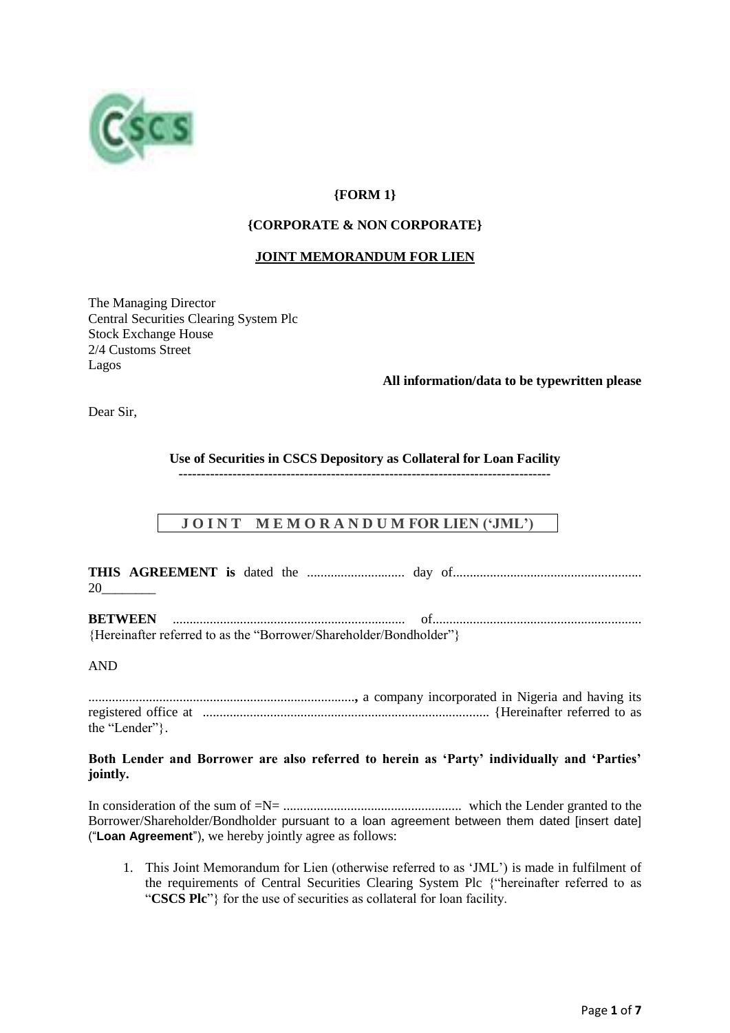**{FORM 1}**

**{CORPORATE & NON CORPORATE}**

**JOINT MEMORANDUM FOR LIEN**

The Managing Director
Central Securities Clearing System Plc
Stock Exchange House
2/4 Customs Street
Lagos

**All information/data to be typewritten please**

Dear Sir,

**Use of Securities in CSCS Depository as Collateral for Loan Facility**

**J O I N T M E M O R A N D U M FOR LIEN ('JML')**

**THIS AGREEMENT is** dated the ............................ day of....................................................... 20________

**BETWEEN** .................................................................... of............................................................ {Hereinafter referred to as the "Borrower/Shareholder/Bondholder"}

AND

..............................................................................**,** a company incorporated in Nigeria and having its registered office at .................................................................................... {Hereinafter referred to as the "Lender"}.

**Both Lender and Borrower are also referred to herein as 'Party' individually and 'Parties' jointly.**

In consideration of the sum of =N= .................................................... which the Lender granted to the Borrower/Shareholder/Bondholder pursuant to a loan agreement between them dated [insert date] ("**Loan Agreement**"), we hereby jointly agree as follows:

1. This Joint Memorandum for Lien (otherwise referred to as 'JML') is made in fulfilment of the requirements of Central Securities Clearing System Plc {"hereinafter referred to as "**CSCS Plc**"} for the use of securities as collateral for loan facility.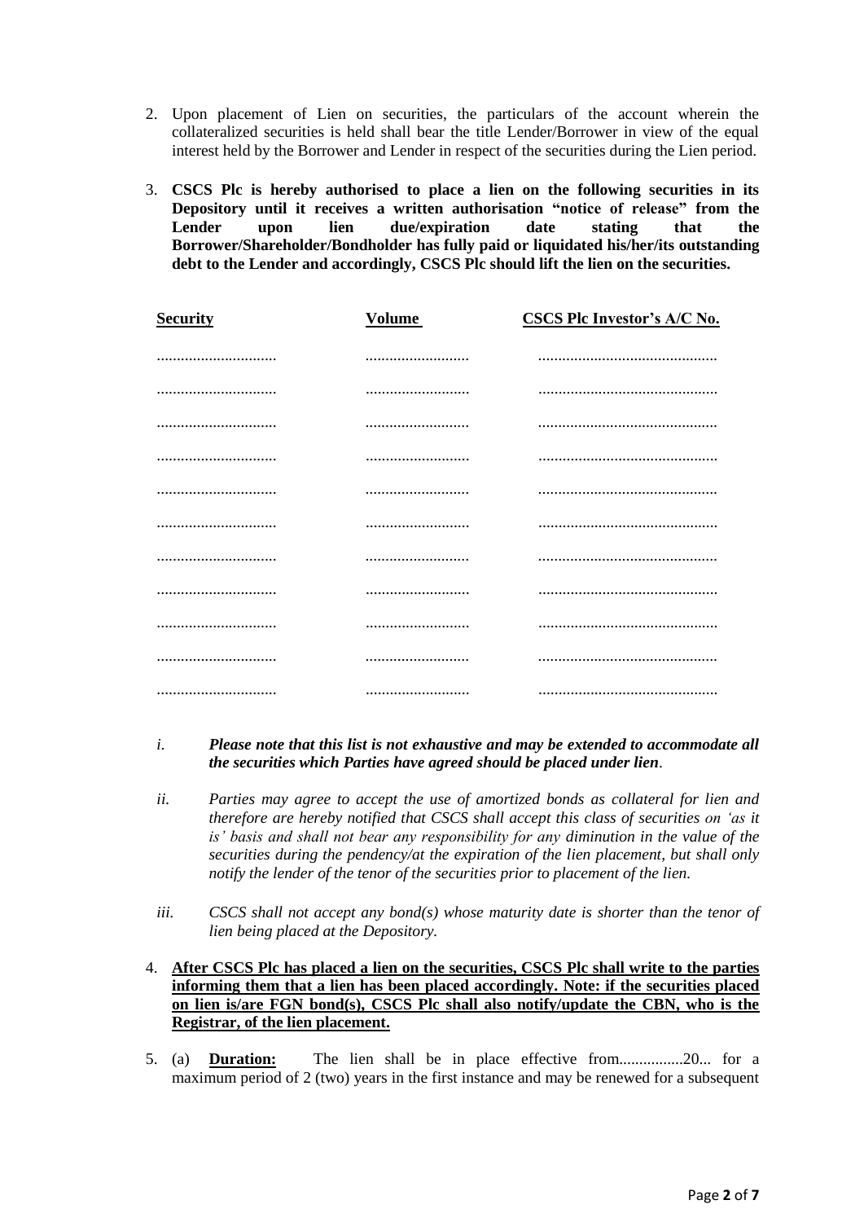2. Upon placement of Lien on securities, the particulars of the account wherein the collateralized securities is held shall bear the title Lender/Borrower in view of the equal interest held by the Borrower and Lender in respect of the securities during the Lien period.

3. **CSCS Plc is hereby authorised to place a lien on the following securities in its Depository until it receives a written authorisation "notice of release" from the Lender upon lien due/expiration date stating that the Borrower/Shareholder/Bondholder has fully paid or liquidated his/her/its outstanding debt to the Lender and accordingly, CSCS Plc should lift the lien on the securities.**

| **Security** | **Volume** | **CSCS Plc Investor's A/C No.** |
|---|---|---|
| .............................. | .......................... | ............................................ |
| .............................. | .......................... | ............................................ |
| .............................. | .......................... | ............................................ |
| .............................. | .......................... | ............................................ |
| .............................. | .......................... | ............................................ |
| .............................. | .......................... | ............................................ |
| .............................. | .......................... | ............................................ |
| .............................. | .......................... | ............................................ |
| .............................. | .......................... | ............................................ |
| .............................. | .......................... | ............................................ |
| .............................. | .......................... | ............................................ |

*i.* ***Please note that this list is not exhaustive and may be extended to accommodate all the securities which Parties have agreed should be placed under lien.***

*ii.* *Parties may agree to accept the use of amortized bonds as collateral for lien and therefore are hereby notified that CSCS shall accept this class of securities on 'as it is' basis and shall not bear any responsibility for any diminution in the value of the securities during the pendency/at the expiration of the lien placement, but shall only notify the lender of the tenor of the securities prior to placement of the lien.*

*iii.* *CSCS shall not accept any bond(s) whose maturity date is shorter than the tenor of lien being placed at the Depository.*

4. **After CSCS Plc has placed a lien on the securities, CSCS Plc shall write to the parties informing them that a lien has been placed accordingly. Note: if the securities placed on lien is/are FGN bond(s), CSCS Plc shall also notify/update the CBN, who is the Registrar, of the lien placement.**

5. (a) **Duration:** The lien shall be in place effective from................20... for a maximum period of 2 (two) years in the first instance and may be renewed for a subsequent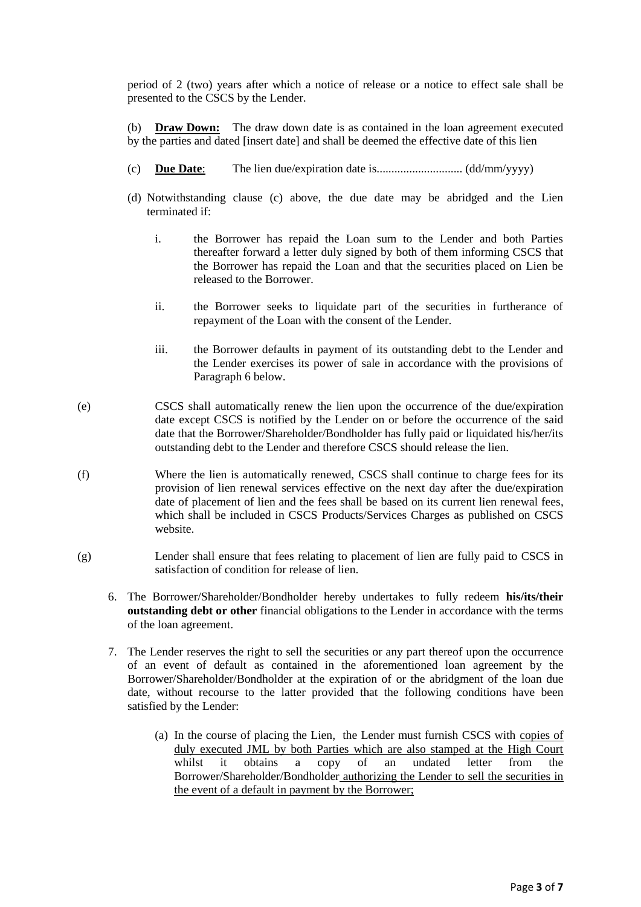period of 2 (two) years after which a notice of release or a notice to effect sale shall be presented to the CSCS by the Lender.

(b) **Draw Down:** The draw down date is as contained in the loan agreement executed by the parties and dated [insert date] and shall be deemed the effective date of this lien

(c) **Due Date**: The lien due/expiration date is............................ (dd/mm/yyyy)

(d) Notwithstanding clause (c) above, the due date may be abridged and the Lien terminated if:

  i. the Borrower has repaid the Loan sum to the Lender and both Parties thereafter forward a letter duly signed by both of them informing CSCS that the Borrower has repaid the Loan and that the securities placed on Lien be released to the Borrower.

  ii. the Borrower seeks to liquidate part of the securities in furtherance of repayment of the Loan with the consent of the Lender.

  iii. the Borrower defaults in payment of its outstanding debt to the Lender and the Lender exercises its power of sale in accordance with the provisions of Paragraph 6 below.

(e) CSCS shall automatically renew the lien upon the occurrence of the due/expiration date except CSCS is notified by the Lender on or before the occurrence of the said date that the Borrower/Shareholder/Bondholder has fully paid or liquidated his/her/its outstanding debt to the Lender and therefore CSCS should release the lien.

(f) Where the lien is automatically renewed, CSCS shall continue to charge fees for its provision of lien renewal services effective on the next day after the due/expiration date of placement of lien and the fees shall be based on its current lien renewal fees, which shall be included in CSCS Products/Services Charges as published on CSCS website.

(g) Lender shall ensure that fees relating to placement of lien are fully paid to CSCS in satisfaction of condition for release of lien.

6. The Borrower/Shareholder/Bondholder hereby undertakes to fully redeem **his/its/their outstanding debt or other** financial obligations to the Lender in accordance with the terms of the loan agreement.

7. The Lender reserves the right to sell the securities or any part thereof upon the occurrence of an event of default as contained in the aforementioned loan agreement by the Borrower/Shareholder/Bondholder at the expiration of or the abridgment of the loan due date, without recourse to the latter provided that the following conditions have been satisfied by the Lender:

   (a) In the course of placing the Lien, the Lender must furnish CSCS with <u>copies of duly executed JML by both Parties which are also stamped at the High Court</u> whilst it obtains a copy of an undated letter from the Borrower/Shareholder/Bondholder <u>authorizing the Lender to sell the securities in the event of a default in payment by the Borrower;</u>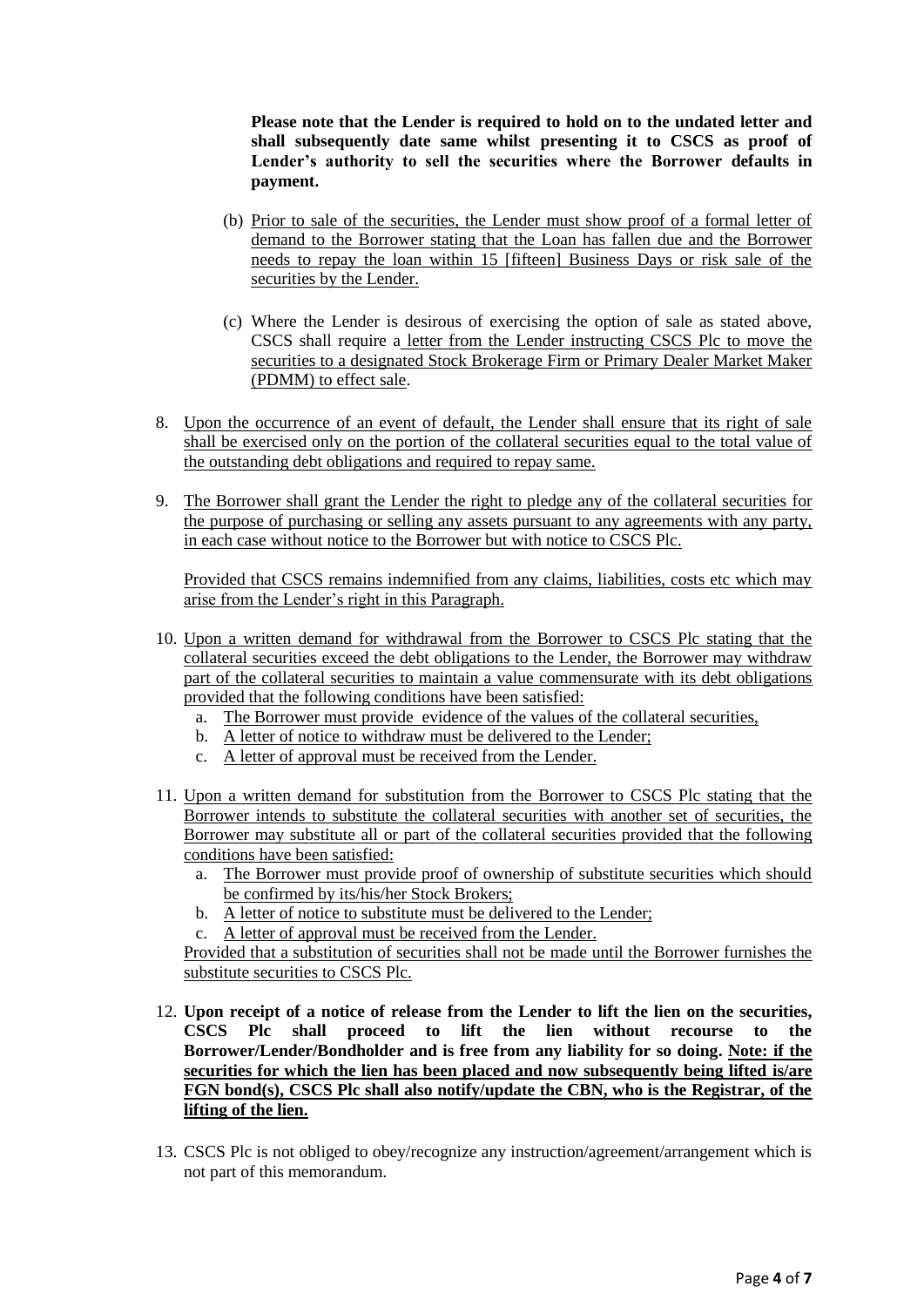**Please note that the Lender is required to hold on to the undated letter and shall subsequently date same whilst presenting it to CSCS as proof of Lender's authority to sell the securities where the Borrower defaults in payment.**

(b) Prior to sale of the securities, the Lender must show proof of a formal letter of demand to the Borrower stating that the Loan has fallen due and the Borrower needs to repay the loan within 15 [fifteen] Business Days or risk sale of the securities by the Lender.

(c) Where the Lender is desirous of exercising the option of sale as stated above, CSCS shall require a letter from the Lender instructing CSCS Plc to move the securities to a designated Stock Brokerage Firm or Primary Dealer Market Maker (PDMM) to effect sale.

8. Upon the occurrence of an event of default, the Lender shall ensure that its right of sale shall be exercised only on the portion of the collateral securities equal to the total value of the outstanding debt obligations and required to repay same.

9. The Borrower shall grant the Lender the right to pledge any of the collateral securities for the purpose of purchasing or selling any assets pursuant to any agreements with any party, in each case without notice to the Borrower but with notice to CSCS Plc.

   Provided that CSCS remains indemnified from any claims, liabilities, costs etc which may arise from the Lender's right in this Paragraph.

10. Upon a written demand for withdrawal from the Borrower to CSCS Plc stating that the collateral securities exceed the debt obligations to the Lender, the Borrower may withdraw part of the collateral securities to maintain a value commensurate with its debt obligations provided that the following conditions have been satisfied:
    a. The Borrower must provide evidence of the values of the collateral securities,
    b. A letter of notice to withdraw must be delivered to the Lender;
    c. A letter of approval must be received from the Lender.

11. Upon a written demand for substitution from the Borrower to CSCS Plc stating that the Borrower intends to substitute the collateral securities with another set of securities, the Borrower may substitute all or part of the collateral securities provided that the following conditions have been satisfied:
    a. The Borrower must provide proof of ownership of substitute securities which should be confirmed by its/his/her Stock Brokers;
    b. A letter of notice to substitute must be delivered to the Lender;
    c. A letter of approval must be received from the Lender.

    Provided that a substitution of securities shall not be made until the Borrower furnishes the substitute securities to CSCS Plc.

12. **Upon receipt of a notice of release from the Lender to lift the lien on the securities, CSCS Plc shall proceed to lift the lien without recourse to the Borrower/Lender/Bondholder and is free from any liability for so doing. Note: if the securities for which the lien has been placed and now subsequently being lifted is/are FGN bond(s), CSCS Plc shall also notify/update the CBN, who is the Registrar, of the lifting of the lien.**

13. CSCS Plc is not obliged to obey/recognize any instruction/agreement/arrangement which is not part of this memorandum.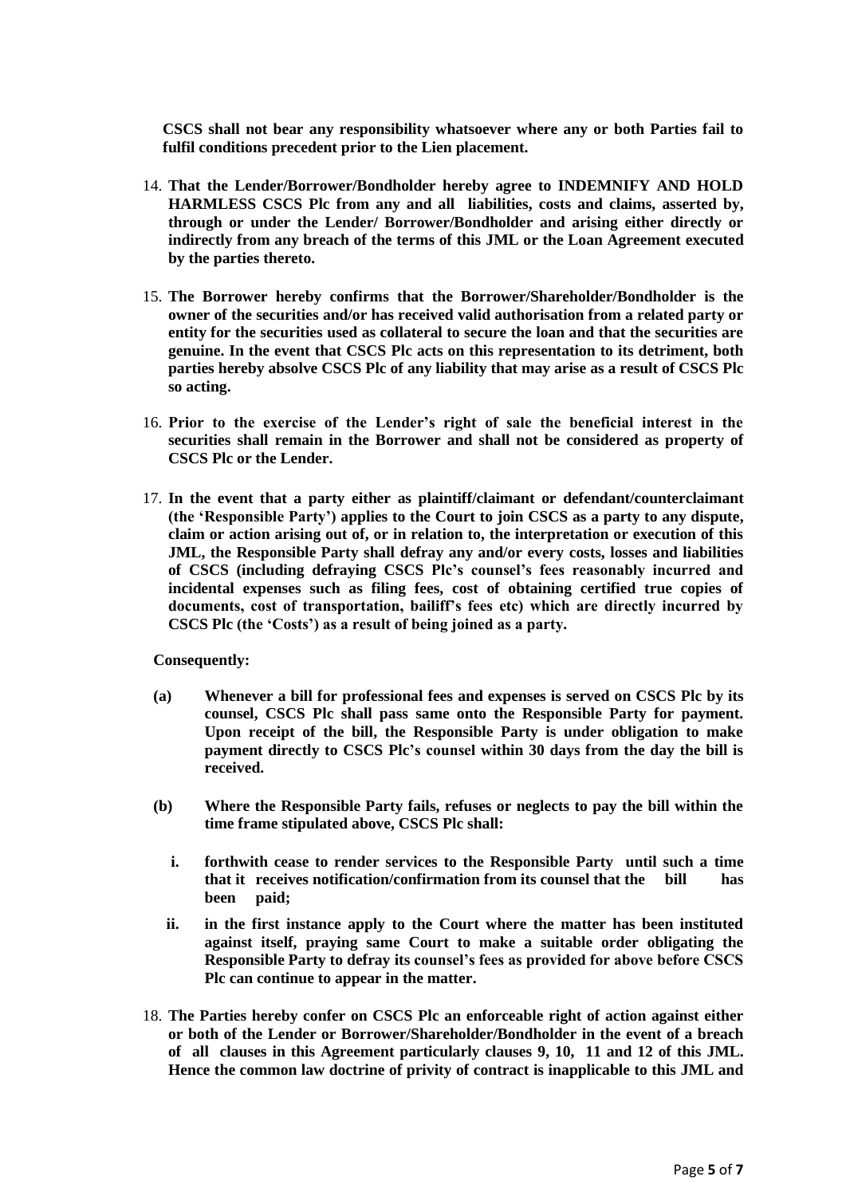**CSCS shall not bear any responsibility whatsoever where any or both Parties fail to fulfil conditions precedent prior to the Lien placement.**

14. **That the Lender/Borrower/Bondholder hereby agree to INDEMNIFY AND HOLD HARMLESS CSCS Plc from any and all liabilities, costs and claims, asserted by, through or under the Lender/ Borrower/Bondholder and arising either directly or indirectly from any breach of the terms of this JML or the Loan Agreement executed by the parties thereto.**

15. **The Borrower hereby confirms that the Borrower/Shareholder/Bondholder is the owner of the securities and/or has received valid authorisation from a related party or entity for the securities used as collateral to secure the loan and that the securities are genuine. In the event that CSCS Plc acts on this representation to its detriment, both parties hereby absolve CSCS Plc of any liability that may arise as a result of CSCS Plc so acting.**

16. **Prior to the exercise of the Lender's right of sale the beneficial interest in the securities shall remain in the Borrower and shall not be considered as property of CSCS Plc or the Lender.**

17. **In the event that a party either as plaintiff/claimant or defendant/counterclaimant (the 'Responsible Party') applies to the Court to join CSCS as a party to any dispute, claim or action arising out of, or in relation to, the interpretation or execution of this JML, the Responsible Party shall defray any and/or every costs, losses and liabilities of CSCS (including defraying CSCS Plc's counsel's fees reasonably incurred and incidental expenses such as filing fees, cost of obtaining certified true copies of documents, cost of transportation, bailiff's fees etc) which are directly incurred by CSCS Plc (the 'Costs') as a result of being joined as a party.**

    **Consequently:**

    **(a)** **Whenever a bill for professional fees and expenses is served on CSCS Plc by its counsel, CSCS Plc shall pass same onto the Responsible Party for payment. Upon receipt of the bill, the Responsible Party is under obligation to make payment directly to CSCS Plc's counsel within 30 days from the day the bill is received.**

    **(b)** **Where the Responsible Party fails, refuses or neglects to pay the bill within the time frame stipulated above, CSCS Plc shall:**

    **i.** **forthwith cease to render services to the Responsible Party until such a time that it receives notification/confirmation from its counsel that the bill has been paid;**

    **ii.** **in the first instance apply to the Court where the matter has been instituted against itself, praying same Court to make a suitable order obligating the Responsible Party to defray its counsel's fees as provided for above before CSCS Plc can continue to appear in the matter.**

18. **The Parties hereby confer on CSCS Plc an enforceable right of action against either or both of the Lender or Borrower/Shareholder/Bondholder in the event of a breach of all clauses in this Agreement particularly clauses 9, 10, 11 and 12 of this JML. Hence the common law doctrine of privity of contract is inapplicable to this JML and**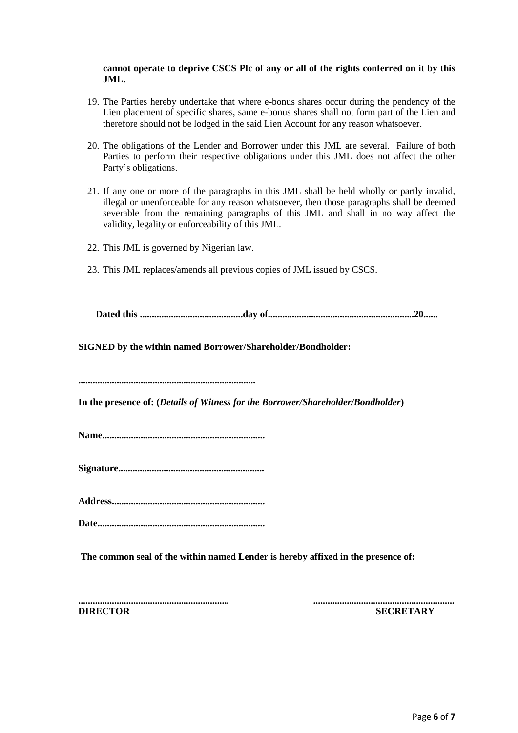**cannot operate to deprive CSCS Plc of any or all of the rights conferred on it by this JML.**

19. The Parties hereby undertake that where e-bonus shares occur during the pendency of the Lien placement of specific shares, same e-bonus shares shall not form part of the Lien and therefore should not be lodged in the said Lien Account for any reason whatsoever.

20. The obligations of the Lender and Borrower under this JML are several. Failure of both Parties to perform their respective obligations under this JML does not affect the other Party's obligations.

21. If any one or more of the paragraphs in this JML shall be held wholly or partly invalid, illegal or unenforceable for any reason whatsoever, then those paragraphs shall be deemed severable from the remaining paragraphs of this JML and shall in no way affect the validity, legality or enforceability of this JML.

22. This JML is governed by Nigerian law.

23. This JML replaces/amends all previous copies of JML issued by CSCS.

**Dated this ..........................................day of...........................................................20......**

**SIGNED by the within named Borrower/Shareholder/Bondholder:**

**.........................................................................**

**In the presence of: (*Details of Witness for the Borrower/Shareholder/Bondholder*)**

**Name..................................................................**

**Signature............................................................**

**Address...............................................................**

**Date.....................................................................**

**The common seal of the within named Lender is hereby affixed in the presence of:**

**..............................................................** **..........................................................**

**DIRECTOR** **SECRETARY**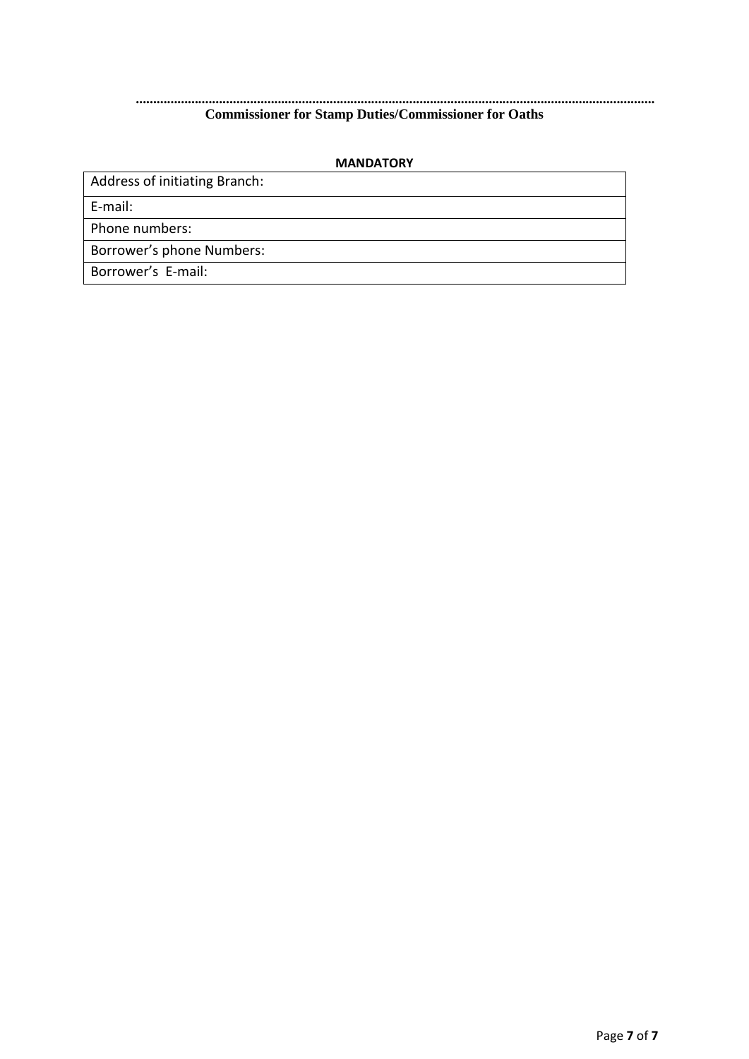........................................................................................................................................................

**Commissioner for Stamp Duties/Commissioner for Oaths**

**MANDATORY**

| |
|---|
| Address of initiating Branch: |
| E-mail: |
| Phone numbers: |
| Borrower's phone Numbers: |
| Borrower's E-mail: |